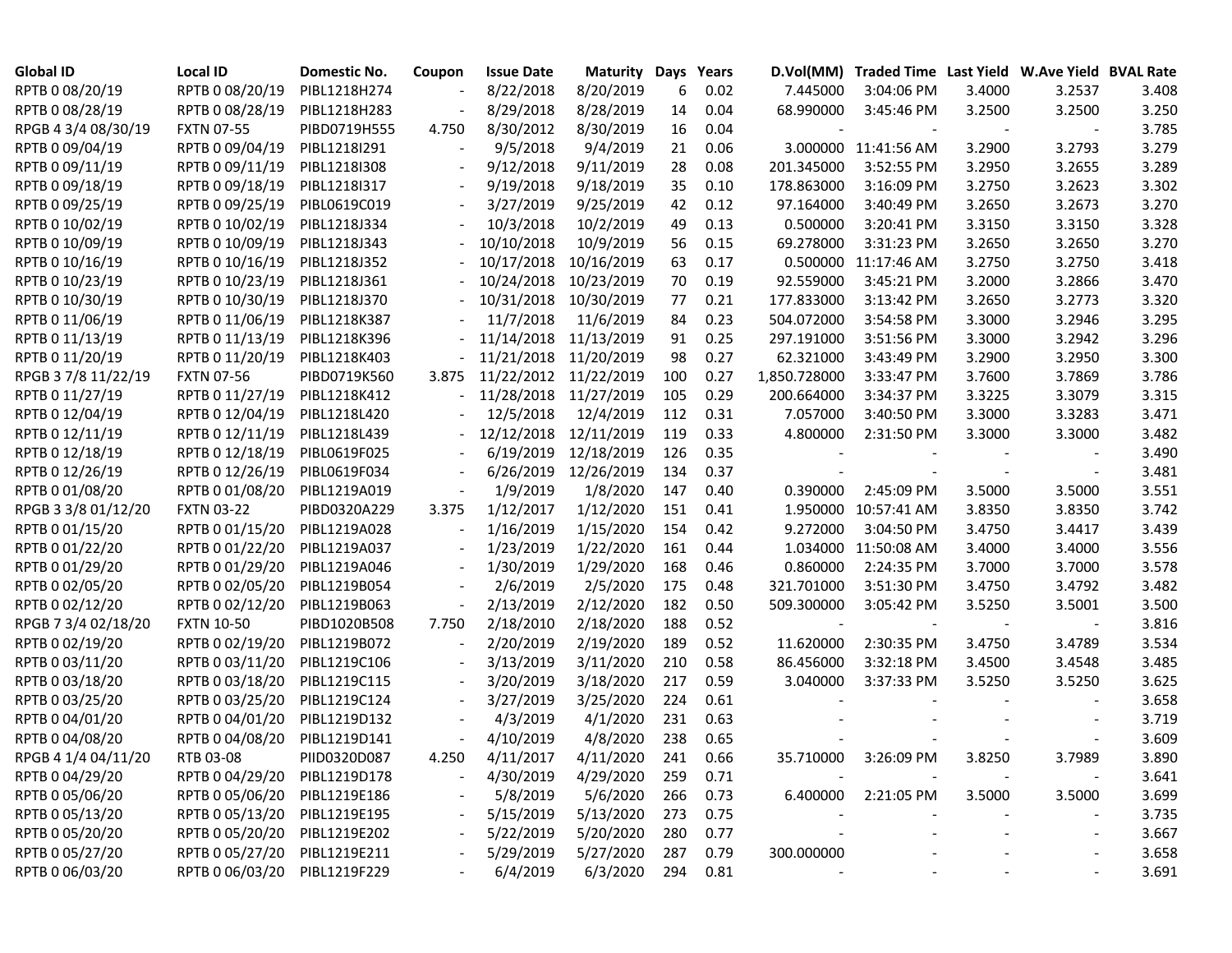| Global ID | Local ID | Domestic No. | Coupon | Issue Date | Maturity | Days | Years | D.Vol(MM) | Traded Time | Last Yield | W.Ave Yield | BVAL Rate |
|---|---|---|---|---|---|---|---|---|---|---|---|---|
| RPTB 0 08/20/19 | RPTB 0 08/20/19 | PIBL1218H274 | - | 8/22/2018 | 8/20/2019 | 6 | 0.02 | 7.445000 | 3:04:06 PM | 3.4000 | 3.2537 | 3.408 |
| RPTB 0 08/28/19 | RPTB 0 08/28/19 | PIBL1218H283 | - | 8/29/2018 | 8/28/2019 | 14 | 0.04 | 68.990000 | 3:45:46 PM | 3.2500 | 3.2500 | 3.250 |
| RPGB 4 3/4 08/30/19 | FXTN 07-55 | PIBD0719H555 | 4.750 | 8/30/2012 | 8/30/2019 | 16 | 0.04 | - | - | - | - | 3.785 |
| RPTB 0 09/04/19 | RPTB 0 09/04/19 | PIBL1218I291 | - | 9/5/2018 | 9/4/2019 | 21 | 0.06 | 3.000000 | 11:41:56 AM | 3.2900 | 3.2793 | 3.279 |
| RPTB 0 09/11/19 | RPTB 0 09/11/19 | PIBL1218I308 | - | 9/12/2018 | 9/11/2019 | 28 | 0.08 | 201.345000 | 3:52:55 PM | 3.2950 | 3.2655 | 3.289 |
| RPTB 0 09/18/19 | RPTB 0 09/18/19 | PIBL1218I317 | - | 9/19/2018 | 9/18/2019 | 35 | 0.10 | 178.863000 | 3:16:09 PM | 3.2750 | 3.2623 | 3.302 |
| RPTB 0 09/25/19 | RPTB 0 09/25/19 | PIBL0619C019 | - | 3/27/2019 | 9/25/2019 | 42 | 0.12 | 97.164000 | 3:40:49 PM | 3.2650 | 3.2673 | 3.270 |
| RPTB 0 10/02/19 | RPTB 0 10/02/19 | PIBL1218J334 | - | 10/3/2018 | 10/2/2019 | 49 | 0.13 | 0.500000 | 3:20:41 PM | 3.3150 | 3.3150 | 3.328 |
| RPTB 0 10/09/19 | RPTB 0 10/09/19 | PIBL1218J343 | - | 10/10/2018 | 10/9/2019 | 56 | 0.15 | 69.278000 | 3:31:23 PM | 3.2650 | 3.2650 | 3.270 |
| RPTB 0 10/16/19 | RPTB 0 10/16/19 | PIBL1218J352 | - | 10/17/2018 | 10/16/2019 | 63 | 0.17 | 0.500000 | 11:17:46 AM | 3.2750 | 3.2750 | 3.418 |
| RPTB 0 10/23/19 | RPTB 0 10/23/19 | PIBL1218J361 | - | 10/24/2018 | 10/23/2019 | 70 | 0.19 | 92.559000 | 3:45:21 PM | 3.2000 | 3.2866 | 3.470 |
| RPTB 0 10/30/19 | RPTB 0 10/30/19 | PIBL1218J370 | - | 10/31/2018 | 10/30/2019 | 77 | 0.21 | 177.833000 | 3:13:42 PM | 3.2650 | 3.2773 | 3.320 |
| RPTB 0 11/06/19 | RPTB 0 11/06/19 | PIBL1218K387 | - | 11/7/2018 | 11/6/2019 | 84 | 0.23 | 504.072000 | 3:54:58 PM | 3.3000 | 3.2946 | 3.295 |
| RPTB 0 11/13/19 | RPTB 0 11/13/19 | PIBL1218K396 | - | 11/14/2018 | 11/13/2019 | 91 | 0.25 | 297.191000 | 3:51:56 PM | 3.3000 | 3.2942 | 3.296 |
| RPTB 0 11/20/19 | RPTB 0 11/20/19 | PIBL1218K403 | - | 11/21/2018 | 11/20/2019 | 98 | 0.27 | 62.321000 | 3:43:49 PM | 3.2900 | 3.2950 | 3.300 |
| RPGB 3 7/8 11/22/19 | FXTN 07-56 | PIBD0719K560 | 3.875 | 11/22/2012 | 11/22/2019 | 100 | 0.27 | 1,850.728000 | 3:33:47 PM | 3.7600 | 3.7869 | 3.786 |
| RPTB 0 11/27/19 | RPTB 0 11/27/19 | PIBL1218K412 | - | 11/28/2018 | 11/27/2019 | 105 | 0.29 | 200.664000 | 3:34:37 PM | 3.3225 | 3.3079 | 3.315 |
| RPTB 0 12/04/19 | RPTB 0 12/04/19 | PIBL1218L420 | - | 12/5/2018 | 12/4/2019 | 112 | 0.31 | 7.057000 | 3:40:50 PM | 3.3000 | 3.3283 | 3.471 |
| RPTB 0 12/11/19 | RPTB 0 12/11/19 | PIBL1218L439 | - | 12/12/2018 | 12/11/2019 | 119 | 0.33 | 4.800000 | 2:31:50 PM | 3.3000 | 3.3000 | 3.482 |
| RPTB 0 12/18/19 | RPTB 0 12/18/19 | PIBL0619F025 | - | 6/19/2019 | 12/18/2019 | 126 | 0.35 | - | - | - | - | 3.490 |
| RPTB 0 12/26/19 | RPTB 0 12/26/19 | PIBL0619F034 | - | 6/26/2019 | 12/26/2019 | 134 | 0.37 | - | - | - | - | 3.481 |
| RPTB 0 01/08/20 | RPTB 0 01/08/20 | PIBL1219A019 | - | 1/9/2019 | 1/8/2020 | 147 | 0.40 | 0.390000 | 2:45:09 PM | 3.5000 | 3.5000 | 3.551 |
| RPGB 3 3/8 01/12/20 | FXTN 03-22 | PIBD0320A229 | 3.375 | 1/12/2017 | 1/12/2020 | 151 | 0.41 | 1.950000 | 10:57:41 AM | 3.8350 | 3.8350 | 3.742 |
| RPTB 0 01/15/20 | RPTB 0 01/15/20 | PIBL1219A028 | - | 1/16/2019 | 1/15/2020 | 154 | 0.42 | 9.272000 | 3:04:50 PM | 3.4750 | 3.4417 | 3.439 |
| RPTB 0 01/22/20 | RPTB 0 01/22/20 | PIBL1219A037 | - | 1/23/2019 | 1/22/2020 | 161 | 0.44 | 1.034000 | 11:50:08 AM | 3.4000 | 3.4000 | 3.556 |
| RPTB 0 01/29/20 | RPTB 0 01/29/20 | PIBL1219A046 | - | 1/30/2019 | 1/29/2020 | 168 | 0.46 | 0.860000 | 2:24:35 PM | 3.7000 | 3.7000 | 3.578 |
| RPTB 0 02/05/20 | RPTB 0 02/05/20 | PIBL1219B054 | - | 2/6/2019 | 2/5/2020 | 175 | 0.48 | 321.701000 | 3:51:30 PM | 3.4750 | 3.4792 | 3.482 |
| RPTB 0 02/12/20 | RPTB 0 02/12/20 | PIBL1219B063 | - | 2/13/2019 | 2/12/2020 | 182 | 0.50 | 509.300000 | 3:05:42 PM | 3.5250 | 3.5001 | 3.500 |
| RPGB 7 3/4 02/18/20 | FXTN 10-50 | PIBD1020B508 | 7.750 | 2/18/2010 | 2/18/2020 | 188 | 0.52 | - | - | - | - | 3.816 |
| RPTB 0 02/19/20 | RPTB 0 02/19/20 | PIBL1219B072 | - | 2/20/2019 | 2/19/2020 | 189 | 0.52 | 11.620000 | 2:30:35 PM | 3.4750 | 3.4789 | 3.534 |
| RPTB 0 03/11/20 | RPTB 0 03/11/20 | PIBL1219C106 | - | 3/13/2019 | 3/11/2020 | 210 | 0.58 | 86.456000 | 3:32:18 PM | 3.4500 | 3.4548 | 3.485 |
| RPTB 0 03/18/20 | RPTB 0 03/18/20 | PIBL1219C115 | - | 3/20/2019 | 3/18/2020 | 217 | 0.59 | 3.040000 | 3:37:33 PM | 3.5250 | 3.5250 | 3.625 |
| RPTB 0 03/25/20 | RPTB 0 03/25/20 | PIBL1219C124 | - | 3/27/2019 | 3/25/2020 | 224 | 0.61 | - | - | - | - | 3.658 |
| RPTB 0 04/01/20 | RPTB 0 04/01/20 | PIBL1219D132 | - | 4/3/2019 | 4/1/2020 | 231 | 0.63 | - | - | - | - | 3.719 |
| RPTB 0 04/08/20 | RPTB 0 04/08/20 | PIBL1219D141 | - | 4/10/2019 | 4/8/2020 | 238 | 0.65 | - | - | - | - | 3.609 |
| RPGB 4 1/4 04/11/20 | RTB 03-08 | PIID0320D087 | 4.250 | 4/11/2017 | 4/11/2020 | 241 | 0.66 | 35.710000 | 3:26:09 PM | 3.8250 | 3.7989 | 3.890 |
| RPTB 0 04/29/20 | RPTB 0 04/29/20 | PIBL1219D178 | - | 4/30/2019 | 4/29/2020 | 259 | 0.71 | - | - | - | - | 3.641 |
| RPTB 0 05/06/20 | RPTB 0 05/06/20 | PIBL1219E186 | - | 5/8/2019 | 5/6/2020 | 266 | 0.73 | 6.400000 | 2:21:05 PM | 3.5000 | 3.5000 | 3.699 |
| RPTB 0 05/13/20 | RPTB 0 05/13/20 | PIBL1219E195 | - | 5/15/2019 | 5/13/2020 | 273 | 0.75 | - | - | - | - | 3.735 |
| RPTB 0 05/20/20 | RPTB 0 05/20/20 | PIBL1219E202 | - | 5/22/2019 | 5/20/2020 | 280 | 0.77 | - | - | - | - | 3.667 |
| RPTB 0 05/27/20 | RPTB 0 05/27/20 | PIBL1219E211 | - | 5/29/2019 | 5/27/2020 | 287 | 0.79 | 300.000000 | - | - | - | 3.658 |
| RPTB 0 06/03/20 | RPTB 0 06/03/20 | PIBL1219F229 | - | 6/4/2019 | 6/3/2020 | 294 | 0.81 | - | - | - | - | 3.691 |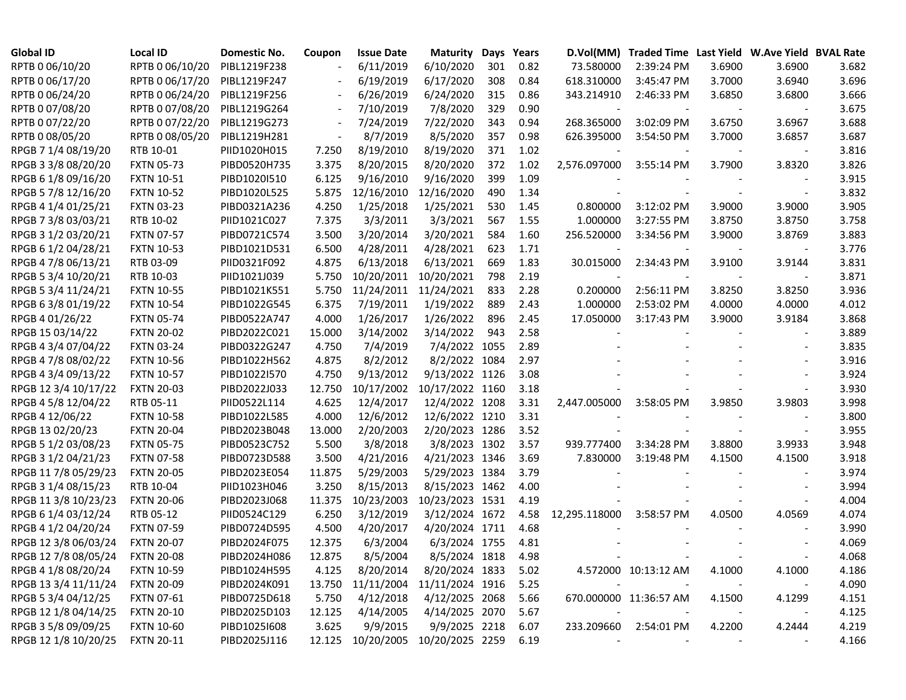| Global ID | Local ID | Domestic No. | Coupon | Issue Date | Maturity | Days | Years | D.Vol(MM) | Traded Time | Last Yield | W.Ave Yield | BVAL Rate |
|---|---|---|---|---|---|---|---|---|---|---|---|---|
| RPTB 0 06/10/20 | RPTB 0 06/10/20 | PIBL1219F238 | - | 6/11/2019 | 6/10/2020 | 301 | 0.82 | 73.580000 | 2:39:24 PM | 3.6900 | 3.6900 | 3.682 |
| RPTB 0 06/17/20 | RPTB 0 06/17/20 | PIBL1219F247 | - | 6/19/2019 | 6/17/2020 | 308 | 0.84 | 618.310000 | 3:45:47 PM | 3.7000 | 3.6940 | 3.696 |
| RPTB 0 06/24/20 | RPTB 0 06/24/20 | PIBL1219F256 | - | 6/26/2019 | 6/24/2020 | 315 | 0.86 | 343.214910 | 2:46:33 PM | 3.6850 | 3.6800 | 3.666 |
| RPTB 0 07/08/20 | RPTB 0 07/08/20 | PIBL1219G264 | - | 7/10/2019 | 7/8/2020 | 329 | 0.90 | - | - | - | - | 3.675 |
| RPTB 0 07/22/20 | RPTB 0 07/22/20 | PIBL1219G273 | - | 7/24/2019 | 7/22/2020 | 343 | 0.94 | 268.365000 | 3:02:09 PM | 3.6750 | 3.6967 | 3.688 |
| RPTB 0 08/05/20 | RPTB 0 08/05/20 | PIBL1219H281 | - | 8/7/2019 | 8/5/2020 | 357 | 0.98 | 626.395000 | 3:54:50 PM | 3.7000 | 3.6857 | 3.687 |
| RPGB 7 1/4 08/19/20 | RTB 10-01 | PIID1020H015 | 7.250 | 8/19/2010 | 8/19/2020 | 371 | 1.02 | - | - | - | - | 3.816 |
| RPGB 3 3/8 08/20/20 | FXTN 05-73 | PIBD0520H735 | 3.375 | 8/20/2015 | 8/20/2020 | 372 | 1.02 | 2,576.097000 | 3:55:14 PM | 3.7900 | 3.8320 | 3.826 |
| RPGB 6 1/8 09/16/20 | FXTN 10-51 | PIBD1020I510 | 6.125 | 9/16/2010 | 9/16/2020 | 399 | 1.09 | - | - | - | - | 3.915 |
| RPGB 5 7/8 12/16/20 | FXTN 10-52 | PIBD1020L525 | 5.875 | 12/16/2010 | 12/16/2020 | 490 | 1.34 | - | - | - | - | 3.832 |
| RPGB 4 1/4 01/25/21 | FXTN 03-23 | PIBD0321A236 | 4.250 | 1/25/2018 | 1/25/2021 | 530 | 1.45 | 0.800000 | 3:12:02 PM | 3.9000 | 3.9000 | 3.905 |
| RPGB 7 3/8 03/03/21 | RTB 10-02 | PIID1021C027 | 7.375 | 3/3/2011 | 3/3/2021 | 567 | 1.55 | 1.000000 | 3:27:55 PM | 3.8750 | 3.8750 | 3.758 |
| RPGB 3 1/2 03/20/21 | FXTN 07-57 | PIBD0721C574 | 3.500 | 3/20/2014 | 3/20/2021 | 584 | 1.60 | 256.520000 | 3:34:56 PM | 3.9000 | 3.8769 | 3.883 |
| RPGB 6 1/2 04/28/21 | FXTN 10-53 | PIBD1021D531 | 6.500 | 4/28/2011 | 4/28/2021 | 623 | 1.71 | - | - | - | - | 3.776 |
| RPGB 4 7/8 06/13/21 | RTB 03-09 | PIID0321F092 | 4.875 | 6/13/2018 | 6/13/2021 | 669 | 1.83 | 30.015000 | 2:34:43 PM | 3.9100 | 3.9144 | 3.831 |
| RPGB 5 3/4 10/20/21 | RTB 10-03 | PIID1021J039 | 5.750 | 10/20/2011 | 10/20/2021 | 798 | 2.19 | - | - | - | - | 3.871 |
| RPGB 5 3/4 11/24/21 | FXTN 10-55 | PIBD1021K551 | 5.750 | 11/24/2011 | 11/24/2021 | 833 | 2.28 | 0.200000 | 2:56:11 PM | 3.8250 | 3.8250 | 3.936 |
| RPGB 6 3/8 01/19/22 | FXTN 10-54 | PIBD1022G545 | 6.375 | 7/19/2011 | 1/19/2022 | 889 | 2.43 | 1.000000 | 2:53:02 PM | 4.0000 | 4.0000 | 4.012 |
| RPGB 4 01/26/22 | FXTN 05-74 | PIBD0522A747 | 4.000 | 1/26/2017 | 1/26/2022 | 896 | 2.45 | 17.050000 | 3:17:43 PM | 3.9000 | 3.9184 | 3.868 |
| RPGB 15 03/14/22 | FXTN 20-02 | PIBD2022C021 | 15.000 | 3/14/2002 | 3/14/2022 | 943 | 2.58 | - | - | - | - | 3.889 |
| RPGB 4 3/4 07/04/22 | FXTN 03-24 | PIBD0322G247 | 4.750 | 7/4/2019 | 7/4/2022 | 1055 | 2.89 | - | - | - | - | 3.835 |
| RPGB 4 7/8 08/02/22 | FXTN 10-56 | PIBD1022H562 | 4.875 | 8/2/2012 | 8/2/2022 | 1084 | 2.97 | - | - | - | - | 3.916 |
| RPGB 4 3/4 09/13/22 | FXTN 10-57 | PIBD1022I570 | 4.750 | 9/13/2012 | 9/13/2022 | 1126 | 3.08 | - | - | - | - | 3.924 |
| RPGB 12 3/4 10/17/22 | FXTN 20-03 | PIBD2022J033 | 12.750 | 10/17/2002 | 10/17/2022 | 1160 | 3.18 | - | - | - | - | 3.930 |
| RPGB 4 5/8 12/04/22 | RTB 05-11 | PIID0522L114 | 4.625 | 12/4/2017 | 12/4/2022 | 1208 | 3.31 | 2,447.005000 | 3:58:05 PM | 3.9850 | 3.9803 | 3.998 |
| RPGB 4 12/06/22 | FXTN 10-58 | PIBD1022L585 | 4.000 | 12/6/2012 | 12/6/2022 | 1210 | 3.31 | - | - | - | - | 3.800 |
| RPGB 13 02/20/23 | FXTN 20-04 | PIBD2023B048 | 13.000 | 2/20/2003 | 2/20/2023 | 1286 | 3.52 | - | - | - | - | 3.955 |
| RPGB 5 1/2 03/08/23 | FXTN 05-75 | PIBD0523C752 | 5.500 | 3/8/2018 | 3/8/2023 | 1302 | 3.57 | 939.777400 | 3:34:28 PM | 3.8800 | 3.9933 | 3.948 |
| RPGB 3 1/2 04/21/23 | FXTN 07-58 | PIBD0723D588 | 3.500 | 4/21/2016 | 4/21/2023 | 1346 | 3.69 | 7.830000 | 3:19:48 PM | 4.1500 | 4.1500 | 3.918 |
| RPGB 11 7/8 05/29/23 | FXTN 20-05 | PIBD2023E054 | 11.875 | 5/29/2003 | 5/29/2023 | 1384 | 3.79 | - | - | - | - | 3.974 |
| RPGB 3 1/4 08/15/23 | RTB 10-04 | PIID1023H046 | 3.250 | 8/15/2013 | 8/15/2023 | 1462 | 4.00 | - | - | - | - | 3.994 |
| RPGB 11 3/8 10/23/23 | FXTN 20-06 | PIBD2023J068 | 11.375 | 10/23/2003 | 10/23/2023 | 1531 | 4.19 | - | - | - | - | 4.004 |
| RPGB 6 1/4 03/12/24 | RTB 05-12 | PIID0524C129 | 6.250 | 3/12/2019 | 3/12/2024 | 1672 | 4.58 | 12,295.118000 | 3:58:57 PM | 4.0500 | 4.0569 | 4.074 |
| RPGB 4 1/2 04/20/24 | FXTN 07-59 | PIBD0724D595 | 4.500 | 4/20/2017 | 4/20/2024 | 1711 | 4.68 | - | - | - | - | 3.990 |
| RPGB 12 3/8 06/03/24 | FXTN 20-07 | PIBD2024F075 | 12.375 | 6/3/2004 | 6/3/2024 | 1755 | 4.81 | - | - | - | - | 4.069 |
| RPGB 12 7/8 08/05/24 | FXTN 20-08 | PIBD2024H086 | 12.875 | 8/5/2004 | 8/5/2024 | 1818 | 4.98 | - | - | - | - | 4.068 |
| RPGB 4 1/8 08/20/24 | FXTN 10-59 | PIBD1024H595 | 4.125 | 8/20/2014 | 8/20/2024 | 1833 | 5.02 | 4.572000 | 10:13:12 AM | 4.1000 | 4.1000 | 4.186 |
| RPGB 13 3/4 11/11/24 | FXTN 20-09 | PIBD2024K091 | 13.750 | 11/11/2004 | 11/11/2024 | 1916 | 5.25 | - | - | - | - | 4.090 |
| RPGB 5 3/4 04/12/25 | FXTN 07-61 | PIBD0725D618 | 5.750 | 4/12/2018 | 4/12/2025 | 2068 | 5.66 | 670.000000 | 11:36:57 AM | 4.1500 | 4.1299 | 4.151 |
| RPGB 12 1/8 04/14/25 | FXTN 20-10 | PIBD2025D103 | 12.125 | 4/14/2005 | 4/14/2025 | 2070 | 5.67 | - | - | - | - | 4.125 |
| RPGB 3 5/8 09/09/25 | FXTN 10-60 | PIBD1025I608 | 3.625 | 9/9/2015 | 9/9/2025 | 2218 | 6.07 | 233.209660 | 2:54:01 PM | 4.2200 | 4.2444 | 4.219 |
| RPGB 12 1/8 10/20/25 | FXTN 20-11 | PIBD2025J116 | 12.125 | 10/20/2005 | 10/20/2025 | 2259 | 6.19 | - | - | - | - | 4.166 |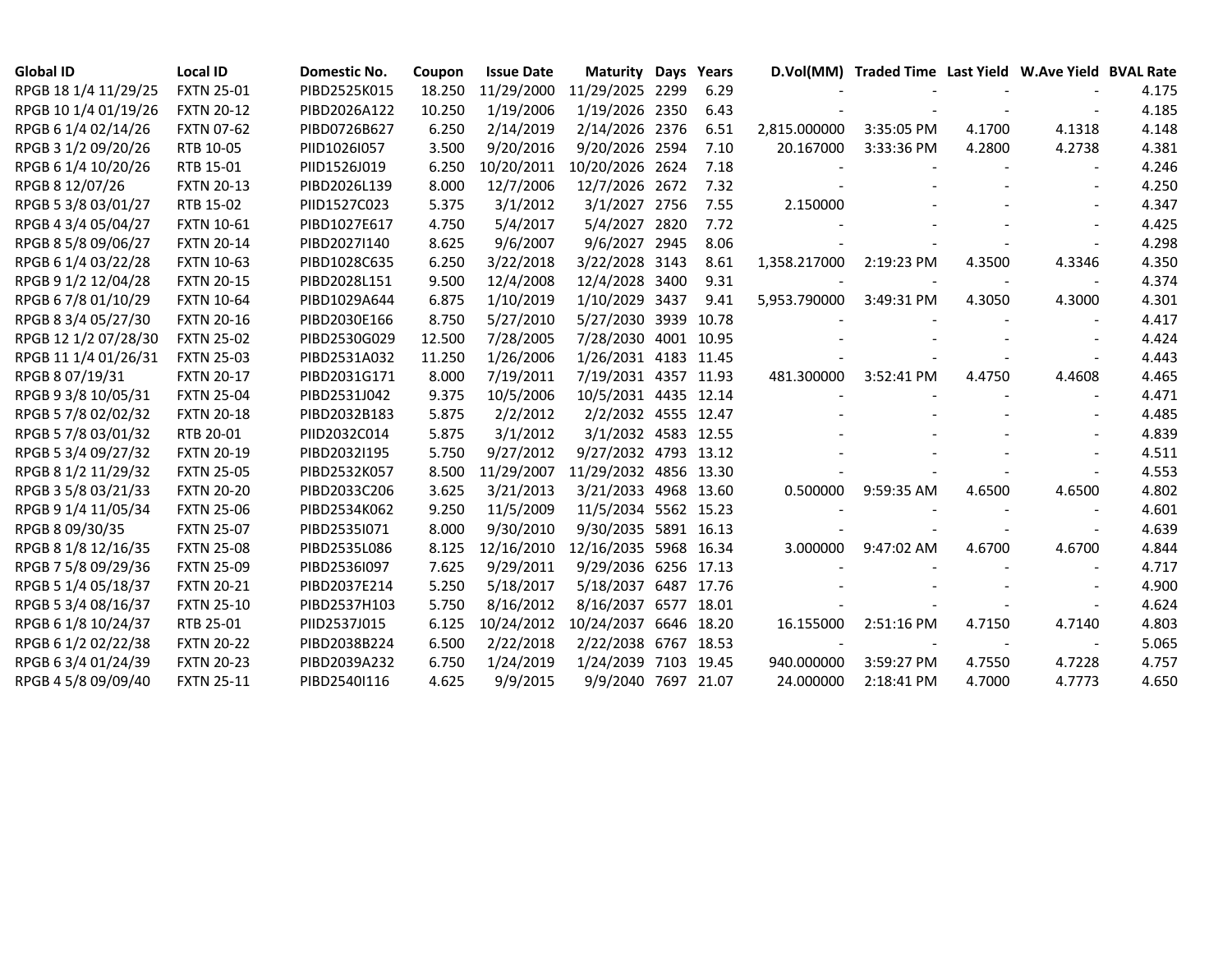| Global ID | Local ID | Domestic No. | Coupon | Issue Date | Maturity | Days | Years | D.Vol(MM) | Traded Time | Last Yield | W.Ave Yield | BVAL Rate |
|---|---|---|---|---|---|---|---|---|---|---|---|---|
| RPGB 18 1/4 11/29/25 | FXTN 25-01 | PIBD2525K015 | 18.250 | 11/29/2000 | 11/29/2025 | 2299 | 6.29 | - | - | - | - | 4.175 |
| RPGB 10 1/4 01/19/26 | FXTN 20-12 | PIBD2026A122 | 10.250 | 1/19/2006 | 1/19/2026 | 2350 | 6.43 | - | - | - | - | 4.185 |
| RPGB 6 1/4 02/14/26 | FXTN 07-62 | PIBD0726B627 | 6.250 | 2/14/2019 | 2/14/2026 | 2376 | 6.51 | 2,815.000000 | 3:35:05 PM | 4.1700 | 4.1318 | 4.148 |
| RPGB 3 1/2 09/20/26 | RTB 10-05 | PIID1026I057 | 3.500 | 9/20/2016 | 9/20/2026 | 2594 | 7.10 | 20.167000 | 3:33:36 PM | 4.2800 | 4.2738 | 4.381 |
| RPGB 6 1/4 10/20/26 | RTB 15-01 | PIID1526J019 | 6.250 | 10/20/2011 | 10/20/2026 | 2624 | 7.18 | - | - | - | - | 4.246 |
| RPGB 8 12/07/26 | FXTN 20-13 | PIBD2026L139 | 8.000 | 12/7/2006 | 12/7/2026 | 2672 | 7.32 | - | - | - | - | 4.250 |
| RPGB 5 3/8 03/01/27 | RTB 15-02 | PIID1527C023 | 5.375 | 3/1/2012 | 3/1/2027 | 2756 | 7.55 | 2.150000 | - | - | - | 4.347 |
| RPGB 4 3/4 05/04/27 | FXTN 10-61 | PIBD1027E617 | 4.750 | 5/4/2017 | 5/4/2027 | 2820 | 7.72 | - | - | - | - | 4.425 |
| RPGB 8 5/8 09/06/27 | FXTN 20-14 | PIBD2027I140 | 8.625 | 9/6/2007 | 9/6/2027 | 2945 | 8.06 | - | - | - | - | 4.298 |
| RPGB 6 1/4 03/22/28 | FXTN 10-63 | PIBD1028C635 | 6.250 | 3/22/2018 | 3/22/2028 | 3143 | 8.61 | 1,358.217000 | 2:19:23 PM | 4.3500 | 4.3346 | 4.350 |
| RPGB 9 1/2 12/04/28 | FXTN 20-15 | PIBD2028L151 | 9.500 | 12/4/2008 | 12/4/2028 | 3400 | 9.31 | - | - | - | - | 4.374 |
| RPGB 6 7/8 01/10/29 | FXTN 10-64 | PIBD1029A644 | 6.875 | 1/10/2019 | 1/10/2029 | 3437 | 9.41 | 5,953.790000 | 3:49:31 PM | 4.3050 | 4.3000 | 4.301 |
| RPGB 8 3/4 05/27/30 | FXTN 20-16 | PIBD2030E166 | 8.750 | 5/27/2010 | 5/27/2030 | 3939 | 10.78 | - | - | - | - | 4.417 |
| RPGB 12 1/2 07/28/30 | FXTN 25-02 | PIBD2530G029 | 12.500 | 7/28/2005 | 7/28/2030 | 4001 | 10.95 | - | - | - | - | 4.424 |
| RPGB 11 1/4 01/26/31 | FXTN 25-03 | PIBD2531A032 | 11.250 | 1/26/2006 | 1/26/2031 | 4183 | 11.45 | - | - | - | - | 4.443 |
| RPGB 8 07/19/31 | FXTN 20-17 | PIBD2031G171 | 8.000 | 7/19/2011 | 7/19/2031 | 4357 | 11.93 | 481.300000 | 3:52:41 PM | 4.4750 | 4.4608 | 4.465 |
| RPGB 9 3/8 10/05/31 | FXTN 25-04 | PIBD2531J042 | 9.375 | 10/5/2006 | 10/5/2031 | 4435 | 12.14 | - | - | - | - | 4.471 |
| RPGB 5 7/8 02/02/32 | FXTN 20-18 | PIBD2032B183 | 5.875 | 2/2/2012 | 2/2/2032 | 4555 | 12.47 | - | - | - | - | 4.485 |
| RPGB 5 7/8 03/01/32 | RTB 20-01 | PIID2032C014 | 5.875 | 3/1/2012 | 3/1/2032 | 4583 | 12.55 | - | - | - | - | 4.839 |
| RPGB 5 3/4 09/27/32 | FXTN 20-19 | PIBD2032I195 | 5.750 | 9/27/2012 | 9/27/2032 | 4793 | 13.12 | - | - | - | - | 4.511 |
| RPGB 8 1/2 11/29/32 | FXTN 25-05 | PIBD2532K057 | 8.500 | 11/29/2007 | 11/29/2032 | 4856 | 13.30 | - | - | - | - | 4.553 |
| RPGB 3 5/8 03/21/33 | FXTN 20-20 | PIBD2033C206 | 3.625 | 3/21/2013 | 3/21/2033 | 4968 | 13.60 | 0.500000 | 9:59:35 AM | 4.6500 | 4.6500 | 4.802 |
| RPGB 9 1/4 11/05/34 | FXTN 25-06 | PIBD2534K062 | 9.250 | 11/5/2009 | 11/5/2034 | 5562 | 15.23 | - | - | - | - | 4.601 |
| RPGB 8 09/30/35 | FXTN 25-07 | PIBD2535I071 | 8.000 | 9/30/2010 | 9/30/2035 | 5891 | 16.13 | - | - | - | - | 4.639 |
| RPGB 8 1/8 12/16/35 | FXTN 25-08 | PIBD2535L086 | 8.125 | 12/16/2010 | 12/16/2035 | 5968 | 16.34 | 3.000000 | 9:47:02 AM | 4.6700 | 4.6700 | 4.844 |
| RPGB 7 5/8 09/29/36 | FXTN 25-09 | PIBD2536I097 | 7.625 | 9/29/2011 | 9/29/2036 | 6256 | 17.13 | - | - | - | - | 4.717 |
| RPGB 5 1/4 05/18/37 | FXTN 20-21 | PIBD2037E214 | 5.250 | 5/18/2017 | 5/18/2037 | 6487 | 17.76 | - | - | - | - | 4.900 |
| RPGB 5 3/4 08/16/37 | FXTN 25-10 | PIBD2537H103 | 5.750 | 8/16/2012 | 8/16/2037 | 6577 | 18.01 | - | - | - | - | 4.624 |
| RPGB 6 1/8 10/24/37 | RTB 25-01 | PIID2537J015 | 6.125 | 10/24/2012 | 10/24/2037 | 6646 | 18.20 | 16.155000 | 2:51:16 PM | 4.7150 | 4.7140 | 4.803 |
| RPGB 6 1/2 02/22/38 | FXTN 20-22 | PIBD2038B224 | 6.500 | 2/22/2018 | 2/22/2038 | 6767 | 18.53 | - | - | - | - | 5.065 |
| RPGB 6 3/4 01/24/39 | FXTN 20-23 | PIBD2039A232 | 6.750 | 1/24/2019 | 1/24/2039 | 7103 | 19.45 | 940.000000 | 3:59:27 PM | 4.7550 | 4.7228 | 4.757 |
| RPGB 4 5/8 09/09/40 | FXTN 25-11 | PIBD2540I116 | 4.625 | 9/9/2015 | 9/9/2040 | 7697 | 21.07 | 24.000000 | 2:18:41 PM | 4.7000 | 4.7773 | 4.650 |